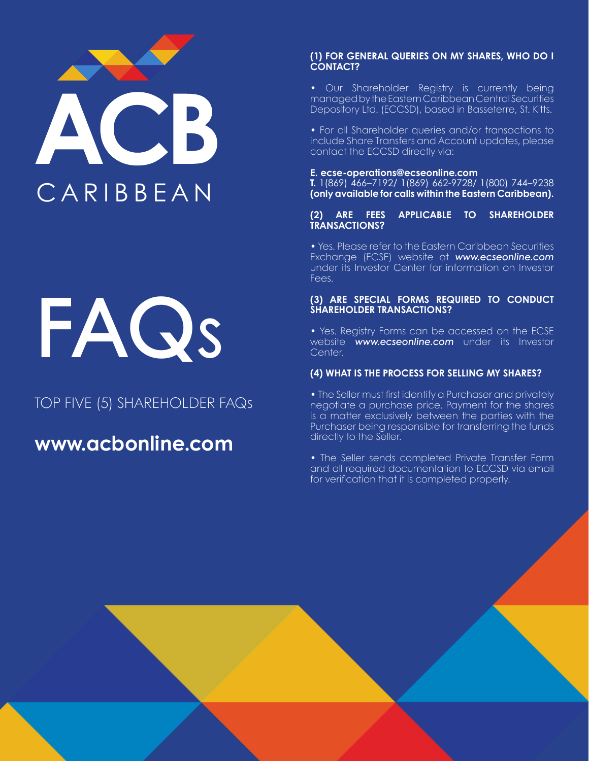# ACB CARIBBEAN

# FAQs

TOP FIVE (5) SHAREHOLDER FAQs

**www.acbonline.com**

### (1) FOR GENERAL QUERIES ON MY SHARES, WHO DO I CONTACT?

- Our Shareholder Registry is currently being managed by the Eastern Caribbean Central Securities Depository Ltd. (ECCSD), based in Basseterre, St. Kitts.

- For all Shareholder queries and/or transactions to include Share Transfers and Account updates, please contact the ECCSD directly via:

**E. ecse-operations@ecseonline.com**
**T.** 1(869) 466–7192/ 1(869) 662-9728/ 1(800) 744–9238 **(only available for calls within the Eastern Caribbean).**

### (2) ARE FEES APPLICABLE TO SHAREHOLDER TRANSACTIONS?

- Yes. Please refer to the Eastern Caribbean Securities Exchange (ECSE) website at ***www.ecseonline.com*** under its Investor Center for information on Investor Fees.

### (3) ARE SPECIAL FORMS REQUIRED TO CONDUCT SHAREHOLDER TRANSACTIONS?

- Yes. Registry Forms can be accessed on the ECSE website ***www.ecseonline.com*** under its Investor Center.

### (4) WHAT IS THE PROCESS FOR SELLING MY SHARES?

- The Seller must first identify a Purchaser and privately negotiate a purchase price. Payment for the shares is a matter exclusively between the parties with the Purchaser being responsible for transferring the funds directly to the Seller.

- The Seller sends completed Private Transfer Form and all required documentation to ECCSD via email for verification that it is completed properly.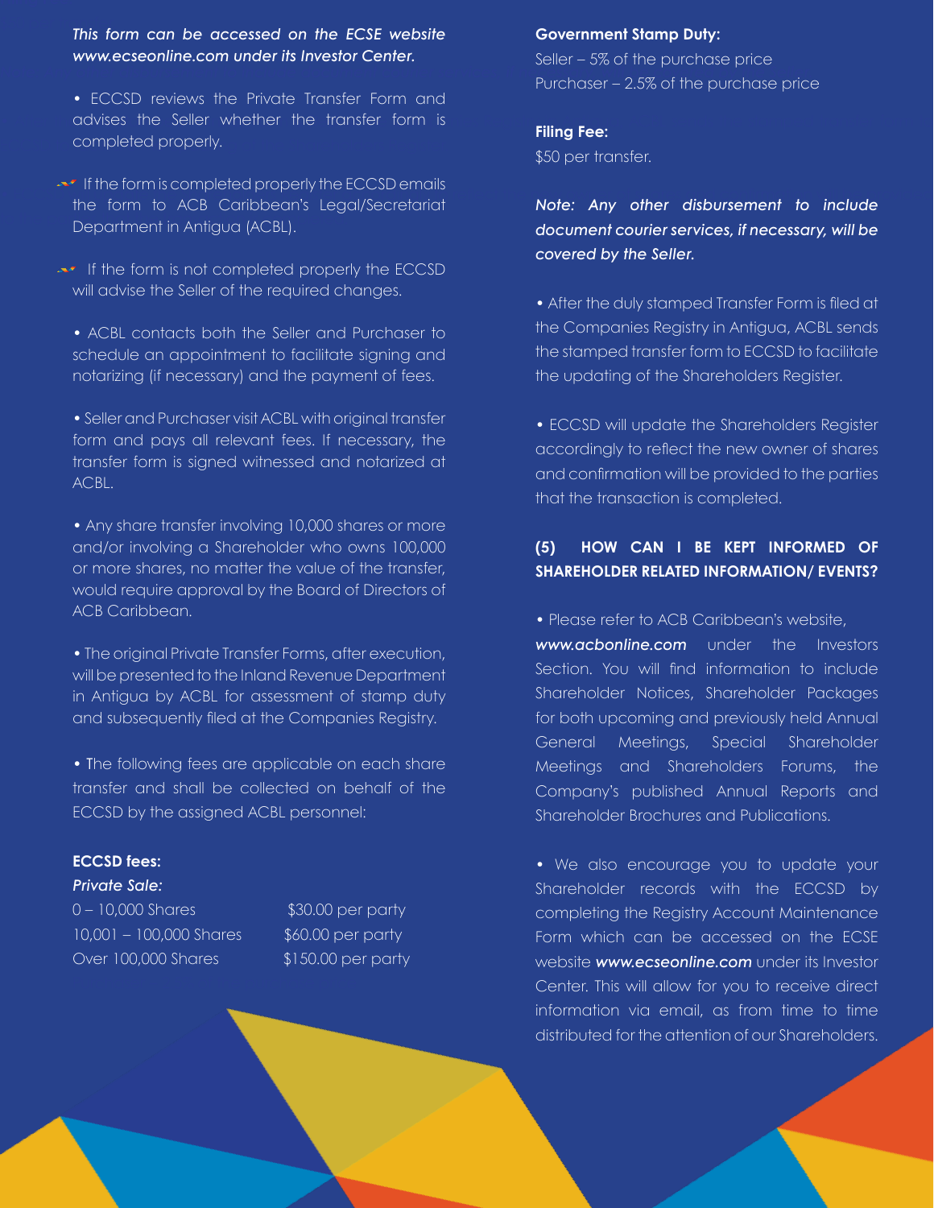*This form can be accessed on the ECSE website www.ecseonline.com under its Investor Center.*

- ECCSD reviews the Private Transfer Form and advises the Seller whether the transfer form is completed properly.
  - If the form is completed properly the ECCSD emails the form to ACB Caribbean's Legal/Secretariat Department in Antigua (ACBL).
  - If the form is not completed properly the ECCSD will advise the Seller of the required changes.
- ACBL contacts both the Seller and Purchaser to schedule an appointment to facilitate signing and notarizing (if necessary) and the payment of fees.
- Seller and Purchaser visit ACBL with original transfer form and pays all relevant fees. If necessary, the transfer form is signed witnessed and notarized at ACBL.
- Any share transfer involving 10,000 shares or more and/or involving a Shareholder who owns 100,000 or more shares, no matter the value of the transfer, would require approval by the Board of Directors of ACB Caribbean.
- The original Private Transfer Forms, after execution, will be presented to the Inland Revenue Department in Antigua by ACBL for assessment of stamp duty and subsequently filed at the Companies Registry.
- The following fees are applicable on each share transfer and shall be collected on behalf of the ECCSD by the assigned ACBL personnel:

**ECCSD fees:**
***Private Sale:***

| | |
|---|---|
| 0 – 10,000 Shares | $30.00 per party |
| 10,001 – 100,000 Shares | $60.00 per party |
| Over 100,000 Shares | $150.00 per party |

**Government Stamp Duty:**
Seller – 5% of the purchase price
Purchaser – 2.5% of the purchase price

**Filing Fee:**
$50 per transfer.

***Note: Any other disbursement to include document courier services, if necessary, will be covered by the Seller.***

- After the duly stamped Transfer Form is filed at the Companies Registry in Antigua, ACBL sends the stamped transfer form to ECCSD to facilitate the updating of the Shareholders Register.
- ECCSD will update the Shareholders Register accordingly to reflect the new owner of shares and confirmation will be provided to the parties that the transaction is completed.

## (5) HOW CAN I BE KEPT INFORMED OF SHAREHOLDER RELATED INFORMATION/ EVENTS?

- Please refer to ACB Caribbean's website, ***www.acbonline.com*** under the Investors Section. You will find information to include Shareholder Notices, Shareholder Packages for both upcoming and previously held Annual General Meetings, Special Shareholder Meetings and Shareholders Forums, the Company's published Annual Reports and Shareholder Brochures and Publications.
- We also encourage you to update your Shareholder records with the ECCSD by completing the Registry Account Maintenance Form which can be accessed on the ECSE website ***www.ecseonline.com*** under its Investor Center. This will allow for you to receive direct information via email, as from time to time distributed for the attention of our Shareholders.